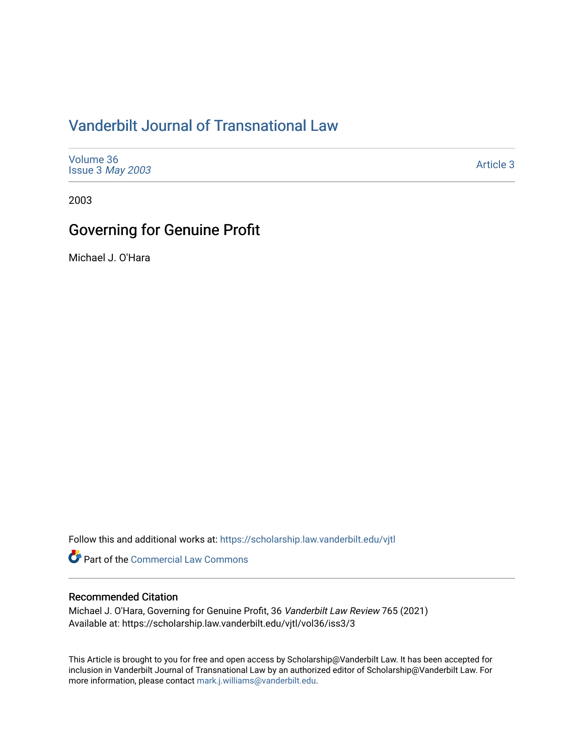# Vanderbilt Journal of Transnational Law

Volume 36
Issue 3 *May 2003*

Article 3

2003

## Governing for Genuine Profit

Michael J. O'Hara

Follow this and additional works at: https://scholarship.law.vanderbilt.edu/vjtl

Part of the Commercial Law Commons

### Recommended Citation

Michael J. O'Hara, Governing for Genuine Profit, 36 *Vanderbilt Law Review* 765 (2021)
Available at: https://scholarship.law.vanderbilt.edu/vjtl/vol36/iss3/3

This Article is brought to you for free and open access by Scholarship@Vanderbilt Law. It has been accepted for inclusion in Vanderbilt Journal of Transnational Law by an authorized editor of Scholarship@Vanderbilt Law. For more information, please contact mark.j.williams@vanderbilt.edu.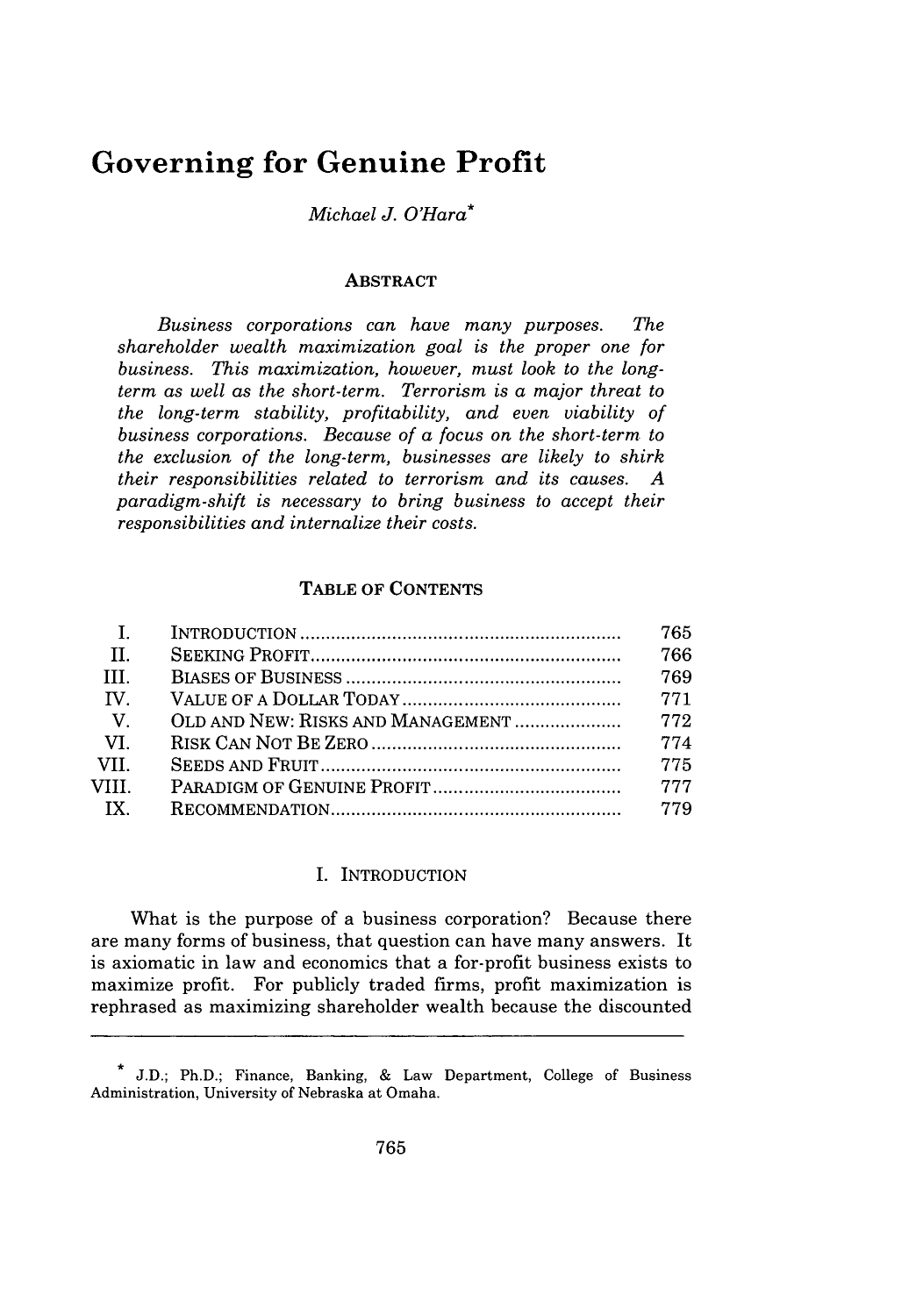# Governing for Genuine Profit

*Michael J. O'Hara*[*]

**ABSTRACT**

*Business corporations can have many purposes. The shareholder wealth maximization goal is the proper one for business. This maximization, however, must look to the long-term as well as the short-term. Terrorism is a major threat to the long-term stability, profitability, and even viability of business corporations. Because of a focus on the short-term to the exclusion of the long-term, businesses are likely to shirk their responsibilities related to terrorism and its causes. A paradigm-shift is necessary to bring business to accept their responsibilities and internalize their costs.*

**TABLE OF CONTENTS**

| | | |
|---|---|---|
| I. | INTRODUCTION | 765 |
| II. | SEEKING PROFIT | 766 |
| III. | BIASES OF BUSINESS | 769 |
| IV. | VALUE OF A DOLLAR TODAY | 771 |
| V. | OLD AND NEW: RISKS AND MANAGEMENT | 772 |
| VI. | RISK CAN NOT BE ZERO | 774 |
| VII. | SEEDS AND FRUIT | 775 |
| VIII. | PARADIGM OF GENUINE PROFIT | 777 |
| IX. | RECOMMENDATION | 779 |

## I. INTRODUCTION

What is the purpose of a business corporation? Because there are many forms of business, that question can have many answers. It is axiomatic in law and economics that a for-profit business exists to maximize profit. For publicly traded firms, profit maximization is rephrased as maximizing shareholder wealth because the discounted

---

[*] J.D.; Ph.D.; Finance, Banking, & Law Department, College of Business Administration, University of Nebraska at Omaha.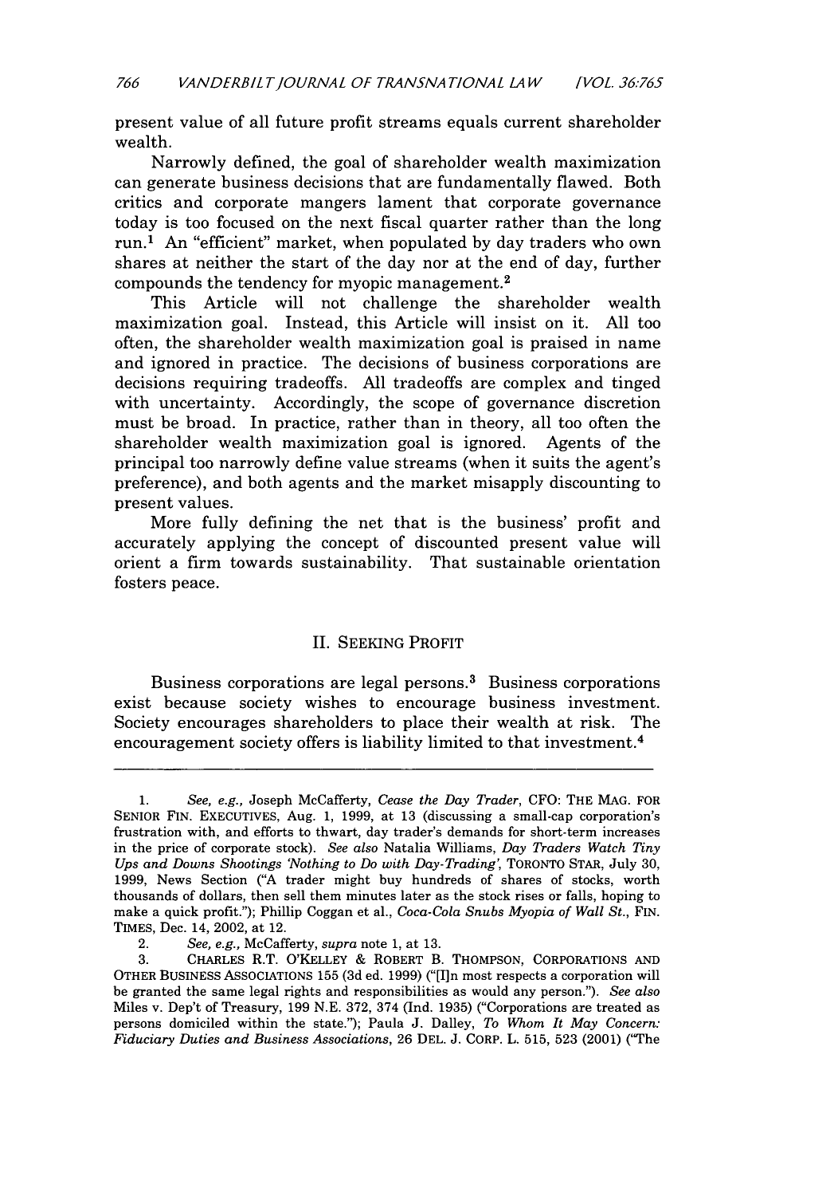present value of all future profit streams equals current shareholder wealth.

Narrowly defined, the goal of shareholder wealth maximization can generate business decisions that are fundamentally flawed. Both critics and corporate mangers lament that corporate governance today is too focused on the next fiscal quarter rather than the long run.[1] An "efficient" market, when populated by day traders who own shares at neither the start of the day nor at the end of day, further compounds the tendency for myopic management.[2]

This Article will not challenge the shareholder wealth maximization goal. Instead, this Article will insist on it. All too often, the shareholder wealth maximization goal is praised in name and ignored in practice. The decisions of business corporations are decisions requiring tradeoffs. All tradeoffs are complex and tinged with uncertainty. Accordingly, the scope of governance discretion must be broad. In practice, rather than in theory, all too often the shareholder wealth maximization goal is ignored. Agents of the principal too narrowly define value streams (when it suits the agent's preference), and both agents and the market misapply discounting to present values.

More fully defining the net that is the business' profit and accurately applying the concept of discounted present value will orient a firm towards sustainability. That sustainable orientation fosters peace.

## II. SEEKING PROFIT

Business corporations are legal persons.[3] Business corporations exist because society wishes to encourage business investment. Society encourages shareholders to place their wealth at risk. The encouragement society offers is liability limited to that investment.[4]

---

1. *See, e.g.*, Joseph McCafferty, *Cease the Day Trader*, CFO: THE MAG. FOR SENIOR FIN. EXECUTIVES, Aug. 1, 1999, at 13 (discussing a small-cap corporation's frustration with, and efforts to thwart, day trader's demands for short-term increases in the price of corporate stock). *See also* Natalia Williams, *Day Traders Watch Tiny Ups and Downs Shootings 'Nothing to Do with Day-Trading'*, TORONTO STAR, July 30, 1999, News Section ("A trader might buy hundreds of shares of stocks, worth thousands of dollars, then sell them minutes later as the stock rises or falls, hoping to make a quick profit."); Phillip Coggan et al., *Coca-Cola Snubs Myopia of Wall St.*, FIN. TIMES, Dec. 14, 2002, at 12.

2. *See, e.g.*, McCafferty, *supra* note 1, at 13.

3. CHARLES R.T. O'KELLEY & ROBERT B. THOMPSON, CORPORATIONS AND OTHER BUSINESS ASSOCIATIONS 155 (3d ed. 1999) ("[I]n most respects a corporation will be granted the same legal rights and responsibilities as would any person."). *See also* Miles v. Dep't of Treasury, 199 N.E. 372, 374 (Ind. 1935) ("Corporations are treated as persons domiciled within the state."); Paula J. Dalley, *To Whom It May Concern: Fiduciary Duties and Business Associations*, 26 DEL. J. CORP. L. 515, 523 (2001) ("The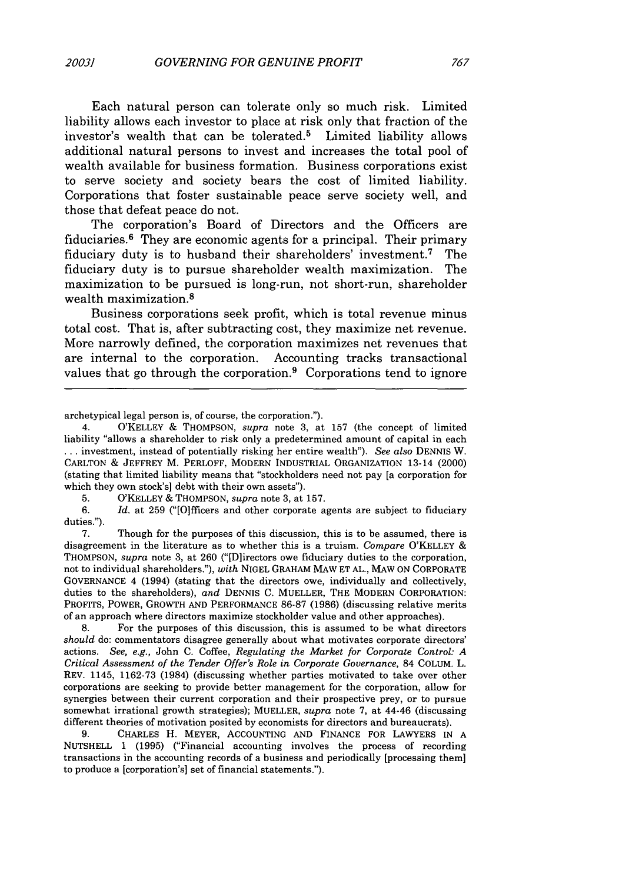Each natural person can tolerate only so much risk. Limited liability allows each investor to place at risk only that fraction of the investor's wealth that can be tolerated.[5] Limited liability allows additional natural persons to invest and increases the total pool of wealth available for business formation. Business corporations exist to serve society and society bears the cost of limited liability. Corporations that foster sustainable peace serve society well, and those that defeat peace do not.

The corporation's Board of Directors and the Officers are fiduciaries.[6] They are economic agents for a principal. Their primary fiduciary duty is to husband their shareholders' investment.[7] The fiduciary duty is to pursue shareholder wealth maximization. The maximization to be pursued is long-run, not short-run, shareholder wealth maximization.[8]

Business corporations seek profit, which is total revenue minus total cost. That is, after subtracting cost, they maximize net revenue. More narrowly defined, the corporation maximizes net revenues that are internal to the corporation. Accounting tracks transactional values that go through the corporation.[9] Corporations tend to ignore

---

archetypical legal person is, of course, the corporation.").

4. O'KELLEY & THOMPSON, *supra* note 3, at 157 (the concept of limited liability "allows a shareholder to risk only a predetermined amount of capital in each . . . investment, instead of potentially risking her entire wealth"). *See also* DENNIS W. CARLTON & JEFFREY M. PERLOFF, MODERN INDUSTRIAL ORGANIZATION 13-14 (2000) (stating that limited liability means that "stockholders need not pay [a corporation for which they own stock's] debt with their own assets").

5. O'KELLEY & THOMPSON, *supra* note 3, at 157.

6. *Id.* at 259 ("[O]fficers and other corporate agents are subject to fiduciary duties.").

7. Though for the purposes of this discussion, this is to be assumed, there is disagreement in the literature as to whether this is a truism. *Compare* O'KELLEY & THOMPSON, *supra* note 3, at 260 ("[D]irectors owe fiduciary duties to the corporation, not to individual shareholders."), *with* NIGEL GRAHAM MAW ET AL., MAW ON CORPORATE GOVERNANCE 4 (1994) (stating that the directors owe, individually and collectively, duties to the shareholders), *and* DENNIS C. MUELLER, THE MODERN CORPORATION: PROFITS, POWER, GROWTH AND PERFORMANCE 86-87 (1986) (discussing relative merits of an approach where directors maximize stockholder value and other approaches).

8. For the purposes of this discussion, this is assumed to be what directors *should* do: commentators disagree generally about what motivates corporate directors' actions. *See, e.g.*, John C. Coffee, *Regulating the Market for Corporate Control: A Critical Assessment of the Tender Offer's Role in Corporate Governance*, 84 COLUM. L. REV. 1145, 1162-73 (1984) (discussing whether parties motivated to take over other corporations are seeking to provide better management for the corporation, allow for synergies between their current corporation and their prospective prey, or to pursue somewhat irrational growth strategies); MUELLER, *supra* note 7, at 44-46 (discussing different theories of motivation posited by economists for directors and bureaucrats).

9. CHARLES H. MEYER, ACCOUNTING AND FINANCE FOR LAWYERS IN A NUTSHELL 1 (1995) ("Financial accounting involves the process of recording transactions in the accounting records of a business and periodically [processing them] to produce a [corporation's] set of financial statements.").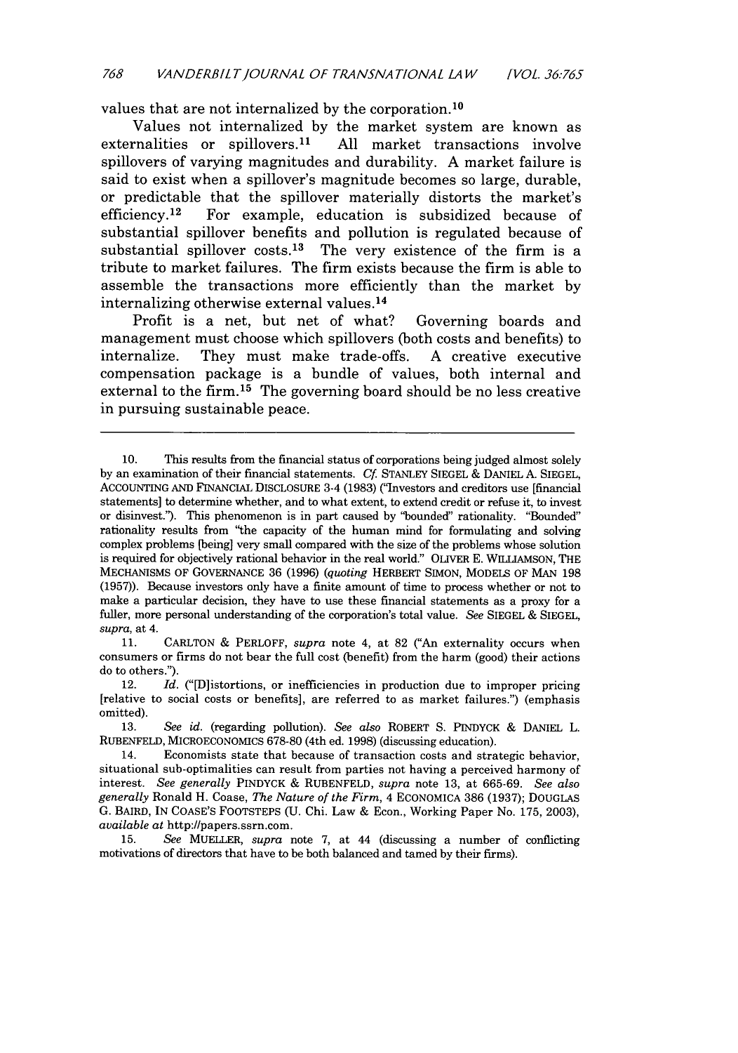values that are not internalized by the corporation.[10]

Values not internalized by the market system are known as externalities or spillovers.[11] All market transactions involve spillovers of varying magnitudes and durability. A market failure is said to exist when a spillover's magnitude becomes so large, durable, or predictable that the spillover materially distorts the market's efficiency.[12] For example, education is subsidized because of substantial spillover benefits and pollution is regulated because of substantial spillover costs.[13] The very existence of the firm is a tribute to market failures. The firm exists because the firm is able to assemble the transactions more efficiently than the market by internalizing otherwise external values.[14]

Profit is a net, but net of what? Governing boards and management must choose which spillovers (both costs and benefits) to internalize. They must make trade-offs. A creative executive compensation package is a bundle of values, both internal and external to the firm.[15] The governing board should be no less creative in pursuing sustainable peace.

---

10. This results from the financial status of corporations being judged almost solely by an examination of their financial statements. *Cf.* STANLEY SIEGEL & DANIEL A. SIEGEL, ACCOUNTING AND FINANCIAL DISCLOSURE 3-4 (1983) ("Investors and creditors use [financial statements] to determine whether, and to what extent, to extend credit or refuse it, to invest or disinvest."). This phenomenon is in part caused by "bounded" rationality. "Bounded" rationality results from "the capacity of the human mind for formulating and solving complex problems [being] very small compared with the size of the problems whose solution is required for objectively rational behavior in the real world." OLIVER E. WILLIAMSON, THE MECHANISMS OF GOVERNANCE 36 (1996) (*quoting* HERBERT SIMON, MODELS OF MAN 198 (1957)). Because investors only have a finite amount of time to process whether or not to make a particular decision, they have to use these financial statements as a proxy for a fuller, more personal understanding of the corporation's total value. *See* SIEGEL & SIEGEL, *supra*, at 4.

11. CARLTON & PERLOFF, *supra* note 4, at 82 ("An externality occurs when consumers or firms do not bear the full cost (benefit) from the harm (good) their actions do to others.").

12. *Id.* ("[D]istortions, or inefficiencies in production due to improper pricing [relative to social costs or benefits], are referred to as market failures.") (emphasis omitted).

13. *See id.* (regarding pollution). *See also* ROBERT S. PINDYCK & DANIEL L. RUBENFELD, MICROECONOMICS 678-80 (4th ed. 1998) (discussing education).

14. Economists state that because of transaction costs and strategic behavior, situational sub-optimalities can result from parties not having a perceived harmony of interest. *See generally* PINDYCK & RUBENFELD, *supra* note 13, at 665-69. *See also generally* Ronald H. Coase, *The Nature of the Firm*, 4 ECONOMICA 386 (1937); DOUGLAS G. BAIRD, IN COASE'S FOOTSTEPS (U. Chi. Law & Econ., Working Paper No. 175, 2003), *available at* http://papers.ssrn.com.

15. *See* MUELLER, *supra* note 7, at 44 (discussing a number of conflicting motivations of directors that have to be both balanced and tamed by their firms).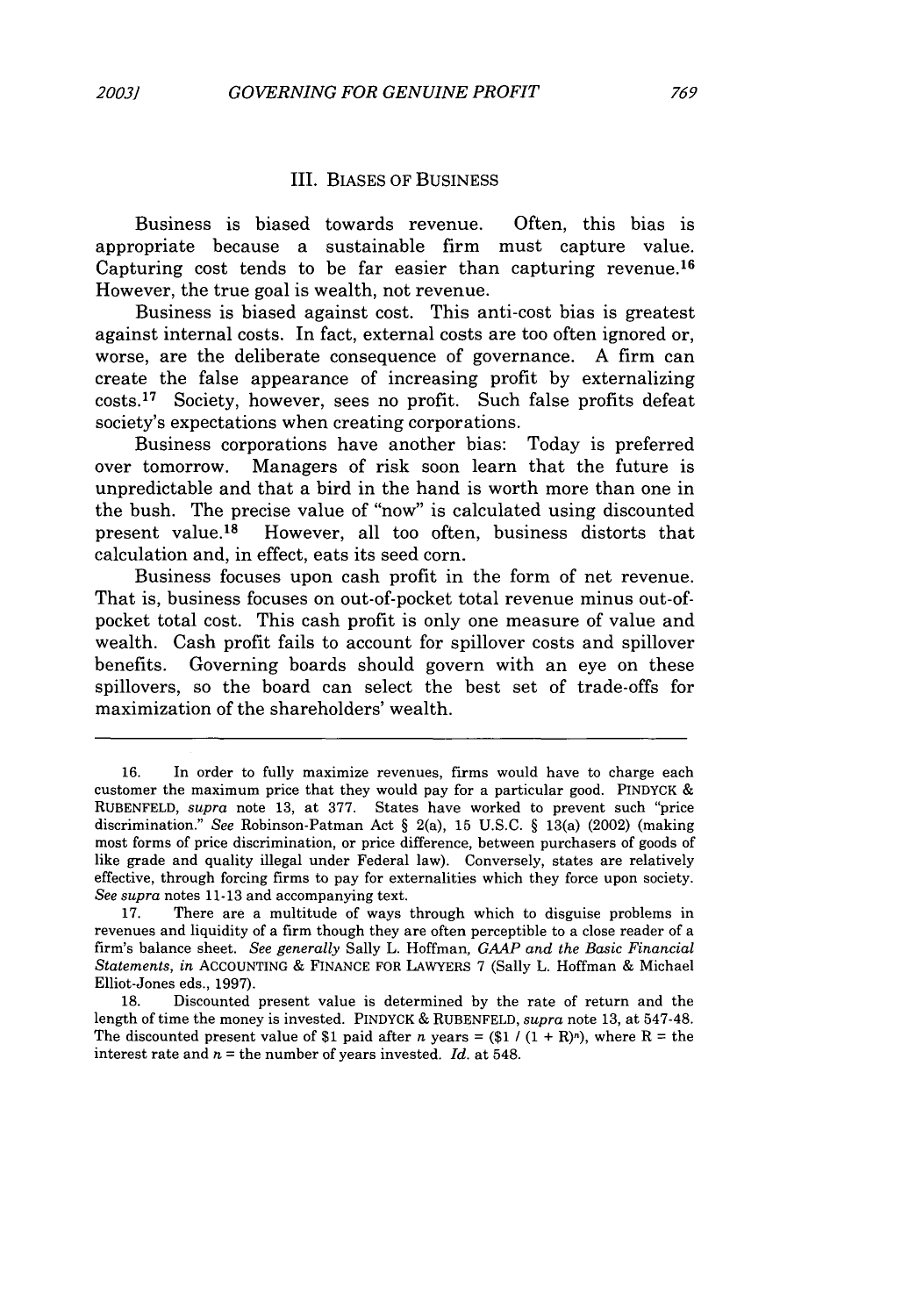## III. BIASES OF BUSINESS

Business is biased towards revenue. Often, this bias is appropriate because a sustainable firm must capture value. Capturing cost tends to be far easier than capturing revenue.[16] However, the true goal is wealth, not revenue.

Business is biased against cost. This anti-cost bias is greatest against internal costs. In fact, external costs are too often ignored or, worse, are the deliberate consequence of governance. A firm can create the false appearance of increasing profit by externalizing costs.[17] Society, however, sees no profit. Such false profits defeat society's expectations when creating corporations.

Business corporations have another bias: Today is preferred over tomorrow. Managers of risk soon learn that the future is unpredictable and that a bird in the hand is worth more than one in the bush. The precise value of "now" is calculated using discounted present value.[18] However, all too often, business distorts that calculation and, in effect, eats its seed corn.

Business focuses upon cash profit in the form of net revenue. That is, business focuses on out-of-pocket total revenue minus out-of-pocket total cost. This cash profit is only one measure of value and wealth. Cash profit fails to account for spillover costs and spillover benefits. Governing boards should govern with an eye on these spillovers, so the board can select the best set of trade-offs for maximization of the shareholders' wealth.

---

16. In order to fully maximize revenues, firms would have to charge each customer the maximum price that they would pay for a particular good. PINDYCK & RUBENFELD, *supra* note 13, at 377. States have worked to prevent such "price discrimination." *See* Robinson-Patman Act § 2(a), 15 U.S.C. § 13(a) (2002) (making most forms of price discrimination, or price difference, between purchasers of goods of like grade and quality illegal under Federal law). Conversely, states are relatively effective, through forcing firms to pay for externalities which they force upon society. *See supra* notes 11-13 and accompanying text.

17. There are a multitude of ways through which to disguise problems in revenues and liquidity of a firm though they are often perceptible to a close reader of a firm's balance sheet. *See generally* Sally L. Hoffman, *GAAP and the Basic Financial Statements*, *in* ACCOUNTING & FINANCE FOR LAWYERS 7 (Sally L. Hoffman & Michael Elliot-Jones eds., 1997).

18. Discounted present value is determined by the rate of return and the length of time the money is invested. PINDYCK & RUBENFELD, *supra* note 13, at 547-48. The discounted present value of \$1 paid after $n$ years = $(\$1 / (1 + R)^n)$, where R = the interest rate and $n$ = the number of years invested. *Id.* at 548.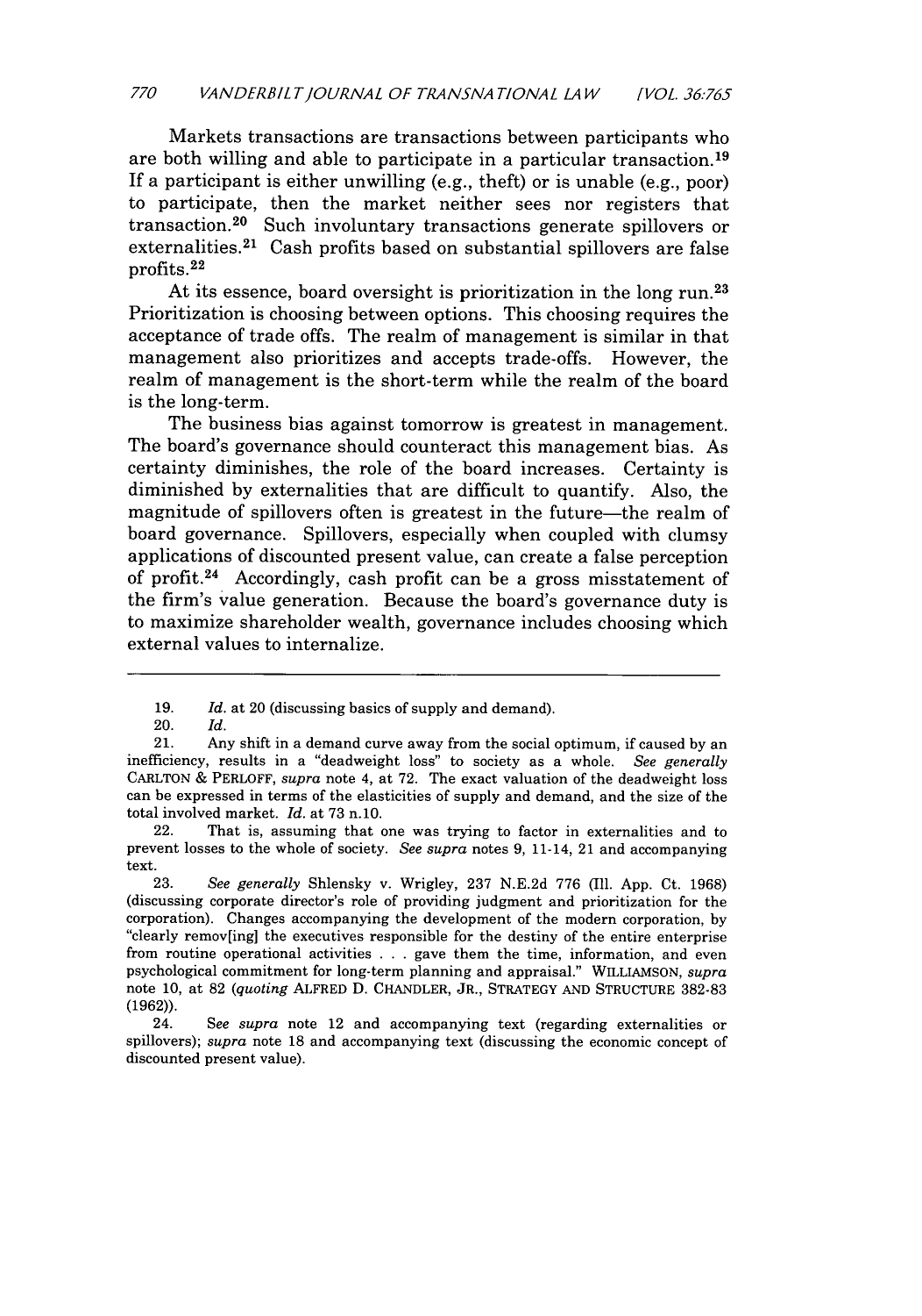Markets transactions are transactions between participants who are both willing and able to participate in a particular transaction.[19] If a participant is either unwilling (e.g., theft) or is unable (e.g., poor) to participate, then the market neither sees nor registers that transaction.[20] Such involuntary transactions generate spillovers or externalities.[21] Cash profits based on substantial spillovers are false profits.[22]

At its essence, board oversight is prioritization in the long run.[23] Prioritization is choosing between options. This choosing requires the acceptance of trade offs. The realm of management is similar in that management also prioritizes and accepts trade-offs. However, the realm of management is the short-term while the realm of the board is the long-term.

The business bias against tomorrow is greatest in management. The board's governance should counteract this management bias. As certainty diminishes, the role of the board increases. Certainty is diminished by externalities that are difficult to quantify. Also, the magnitude of spillovers often is greatest in the future—the realm of board governance. Spillovers, especially when coupled with clumsy applications of discounted present value, can create a false perception of profit.[24] Accordingly, cash profit can be a gross misstatement of the firm's value generation. Because the board's governance duty is to maximize shareholder wealth, governance includes choosing which external values to internalize.

---

19. *Id.* at 20 (discussing basics of supply and demand).

20. *Id.*

21. Any shift in a demand curve away from the social optimum, if caused by an inefficiency, results in a "deadweight loss" to society as a whole. *See generally* CARLTON & PERLOFF, *supra* note 4, at 72. The exact valuation of the deadweight loss can be expressed in terms of the elasticities of supply and demand, and the size of the total involved market. *Id.* at 73 n.10.

22. That is, assuming that one was trying to factor in externalities and to prevent losses to the whole of society. *See supra* notes 9, 11-14, 21 and accompanying text.

23. *See generally* Shlensky v. Wrigley, 237 N.E.2d 776 (Ill. App. Ct. 1968) (discussing corporate director's role of providing judgment and prioritization for the corporation). Changes accompanying the development of the modern corporation, by "clearly remov[ing] the executives responsible for the destiny of the entire enterprise from routine operational activities . . . gave them the time, information, and even psychological commitment for long-term planning and appraisal." WILLIAMSON, *supra* note 10, at 82 (*quoting* ALFRED D. CHANDLER, JR., STRATEGY AND STRUCTURE 382-83 (1962)).

24. *See supra* note 12 and accompanying text (regarding externalities or spillovers); *supra* note 18 and accompanying text (discussing the economic concept of discounted present value).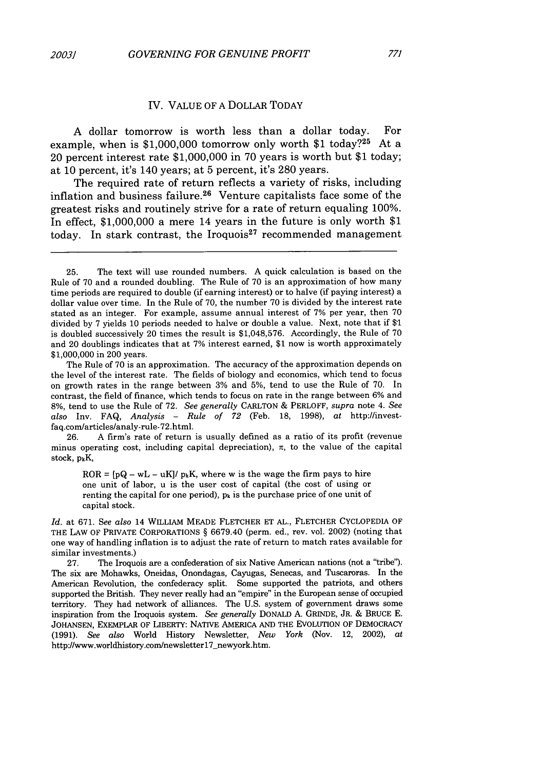## IV. VALUE OF A DOLLAR TODAY

A dollar tomorrow is worth less than a dollar today. For example, when is $1,000,000 tomorrow only worth $1 today?[25] At a 20 percent interest rate $1,000,000 in 70 years is worth but $1 today; at 10 percent, it's 140 years; at 5 percent, it's 280 years.

The required rate of return reflects a variety of risks, including inflation and business failure.[26] Venture capitalists face some of the greatest risks and routinely strive for a rate of return equaling 100%. In effect, $1,000,000 a mere 14 years in the future is only worth $1 today. In stark contrast, the Iroquois[27] recommended management

---

25. The text will use rounded numbers. A quick calculation is based on the Rule of 70 and a rounded doubling. The Rule of 70 is an approximation of how many time periods are required to double (if earning interest) or to halve (if paying interest) a dollar value over time. In the Rule of 70, the number 70 is divided by the interest rate stated as an integer. For example, assume annual interest of 7% per year, then 70 divided by 7 yields 10 periods needed to halve or double a value. Next, note that if $1 is doubled successively 20 times the result is $1,048,576. Accordingly, the Rule of 70 and 20 doublings indicates that at 7% interest earned, $1 now is worth approximately $1,000,000 in 200 years.

The Rule of 70 is an approximation. The accuracy of the approximation depends on the level of the interest rate. The fields of biology and economics, which tend to focus on growth rates in the range between 3% and 5%, tend to use the Rule of 70. In contrast, the field of finance, which tends to focus on rate in the range between 6% and 8%, tend to use the Rule of 72. *See generally* CARLTON & PERLOFF, *supra* note 4. *See also* Inv. FAQ, *Analysis – Rule of 72* (Feb. 18, 1998), *at* http://invest-faq.com/articles/analy-rule-72.html.

26. A firm's rate of return is usually defined as a ratio of its profit (revenue minus operating cost, including capital depreciation), $\pi$, to the value of the capital stock, $p_k K$,

> $ROR = [pQ - wL - uK]/ p_k K$, where w is the wage the firm pays to hire one unit of labor, u is the user cost of capital (the cost of using or renting the capital for one period), $p_k$ is the purchase price of one unit of capital stock.

*Id.* at 671. *See also* 14 WILLIAM MEADE FLETCHER ET AL., FLETCHER CYCLOPEDIA OF THE LAW OF PRIVATE CORPORATIONS § 6679.40 (perm. ed., rev. vol. 2002) (noting that one way of handling inflation is to adjust the rate of return to match rates available for similar investments.)

27. The Iroquois are a confederation of six Native American nations (not a "tribe"). The six are Mohawks, Oneidas, Onondagas, Cayugas, Senecas, and Tuscaroras. In the American Revolution, the confederacy split. Some supported the patriots, and others supported the British. They never really had an "empire" in the European sense of occupied territory. They had network of alliances. The U.S. system of government draws some inspiration from the Iroquois system. *See generally* DONALD A. GRINDE, JR. & BRUCE E. JOHANSEN, EXEMPLAR OF LIBERTY: NATIVE AMERICA AND THE EVOLUTION OF DEMOCRACY (1991). *See also* World History Newsletter, *New York* (Nov. 12, 2002), *at* http://www.worldhistory.com/newsletter17_newyork.htm.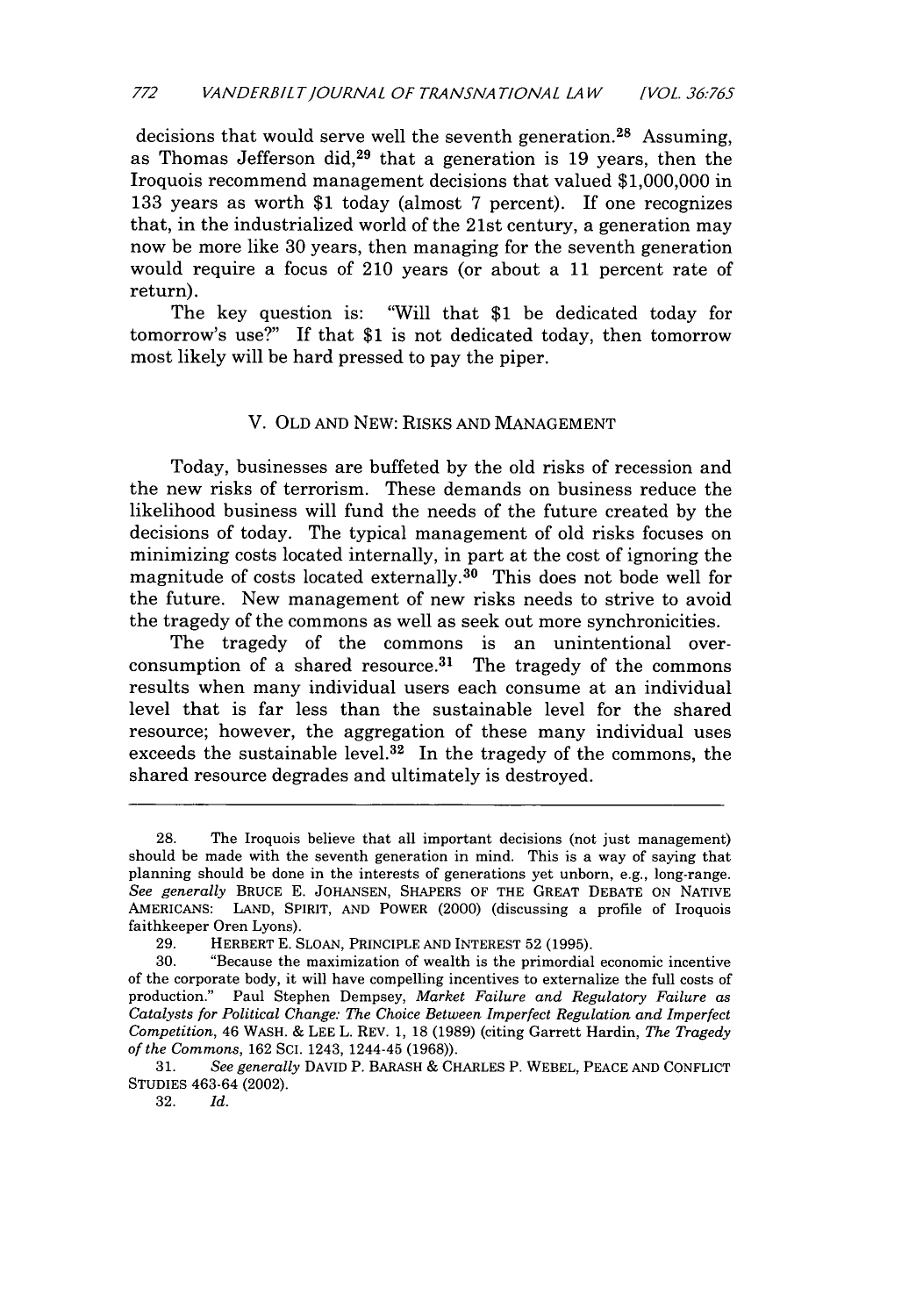decisions that would serve well the seventh generation.[28] Assuming, as Thomas Jefferson did,[29] that a generation is 19 years, then the Iroquois recommend management decisions that valued $1,000,000 in 133 years as worth $1 today (almost 7 percent). If one recognizes that, in the industrialized world of the 21st century, a generation may now be more like 30 years, then managing for the seventh generation would require a focus of 210 years (or about a 11 percent rate of return).

The key question is: "Will that $1 be dedicated today for tomorrow's use?" If that $1 is not dedicated today, then tomorrow most likely will be hard pressed to pay the piper.

## V. OLD AND NEW: RISKS AND MANAGEMENT

Today, businesses are buffeted by the old risks of recession and the new risks of terrorism. These demands on business reduce the likelihood business will fund the needs of the future created by the decisions of today. The typical management of old risks focuses on minimizing costs located internally, in part at the cost of ignoring the magnitude of costs located externally.[30] This does not bode well for the future. New management of new risks needs to strive to avoid the tragedy of the commons as well as seek out more synchronicities.

The tragedy of the commons is an unintentional over-consumption of a shared resource.[31] The tragedy of the commons results when many individual users each consume at an individual level that is far less than the sustainable level for the shared resource; however, the aggregation of these many individual uses exceeds the sustainable level.[32] In the tragedy of the commons, the shared resource degrades and ultimately is destroyed.

---

28. The Iroquois believe that all important decisions (not just management) should be made with the seventh generation in mind. This is a way of saying that planning should be done in the interests of generations yet unborn, e.g., long-range. *See generally* BRUCE E. JOHANSEN, SHAPERS OF THE GREAT DEBATE ON NATIVE AMERICANS: LAND, SPIRIT, AND POWER (2000) (discussing a profile of Iroquois faithkeeper Oren Lyons).

29. HERBERT E. SLOAN, PRINCIPLE AND INTEREST 52 (1995).

30. "Because the maximization of wealth is the primordial economic incentive of the corporate body, it will have compelling incentives to externalize the full costs of production." Paul Stephen Dempsey, *Market Failure and Regulatory Failure as Catalysts for Political Change: The Choice Between Imperfect Regulation and Imperfect Competition*, 46 WASH. & LEE L. REV. 1, 18 (1989) (citing Garrett Hardin, *The Tragedy of the Commons*, 162 SCI. 1243, 1244-45 (1968)).

31. *See generally* DAVID P. BARASH & CHARLES P. WEBEL, PEACE AND CONFLICT STUDIES 463-64 (2002).

32. *Id.*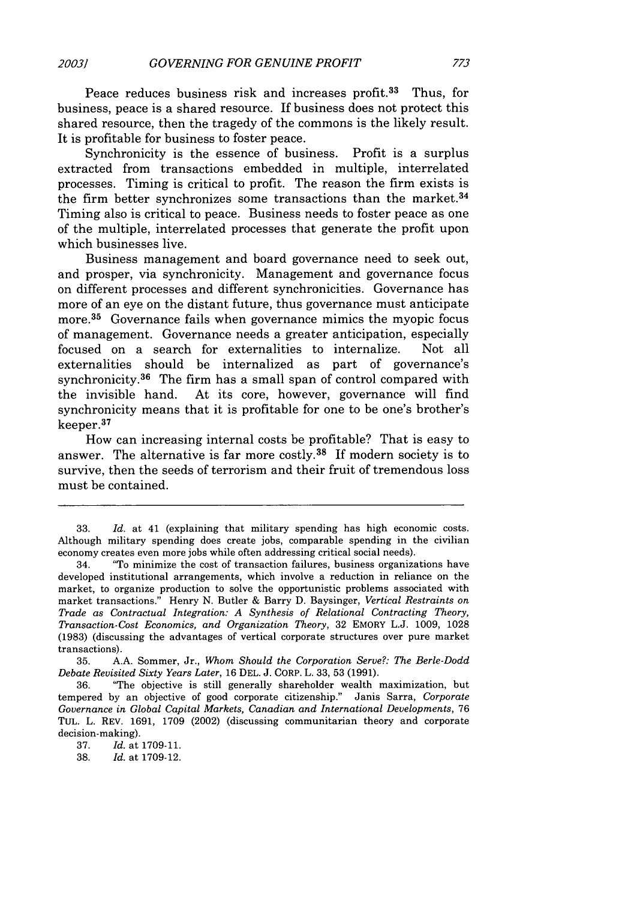Peace reduces business risk and increases profit.[33] Thus, for business, peace is a shared resource. If business does not protect this shared resource, then the tragedy of the commons is the likely result. It is profitable for business to foster peace.

Synchronicity is the essence of business. Profit is a surplus extracted from transactions embedded in multiple, interrelated processes. Timing is critical to profit. The reason the firm exists is the firm better synchronizes some transactions than the market.[34] Timing also is critical to peace. Business needs to foster peace as one of the multiple, interrelated processes that generate the profit upon which businesses live.

Business management and board governance need to seek out, and prosper, via synchronicity. Management and governance focus on different processes and different synchronicities. Governance has more of an eye on the distant future, thus governance must anticipate more.[35] Governance fails when governance mimics the myopic focus of management. Governance needs a greater anticipation, especially focused on a search for externalities to internalize. Not all externalities should be internalized as part of governance's synchronicity.[36] The firm has a small span of control compared with the invisible hand. At its core, however, governance will find synchronicity means that it is profitable for one to be one's brother's keeper.[37]

How can increasing internal costs be profitable? That is easy to answer. The alternative is far more costly.[38] If modern society is to survive, then the seeds of terrorism and their fruit of tremendous loss must be contained.

---

33. *Id.* at 41 (explaining that military spending has high economic costs. Although military spending does create jobs, comparable spending in the civilian economy creates even more jobs while often addressing critical social needs).

34. "To minimize the cost of transaction failures, business organizations have developed institutional arrangements, which involve a reduction in reliance on the market, to organize production to solve the opportunistic problems associated with market transactions." Henry N. Butler & Barry D. Baysinger, *Vertical Restraints on Trade as Contractual Integration: A Synthesis of Relational Contracting Theory, Transaction-Cost Economics, and Organization Theory*, 32 EMORY L.J. 1009, 1028 (1983) (discussing the advantages of vertical corporate structures over pure market transactions).

35. A.A. Sommer, Jr., *Whom Should the Corporation Serve?: The Berle-Dodd Debate Revisited Sixty Years Later*, 16 DEL. J. CORP. L. 33, 53 (1991).

36. "The objective is still generally shareholder wealth maximization, but tempered by an objective of good corporate citizenship." Janis Sarra, *Corporate Governance in Global Capital Markets, Canadian and International Developments*, 76 TUL. L. REV. 1691, 1709 (2002) (discussing communitarian theory and corporate decision-making).

37. *Id.* at 1709-11.

38. *Id.* at 1709-12.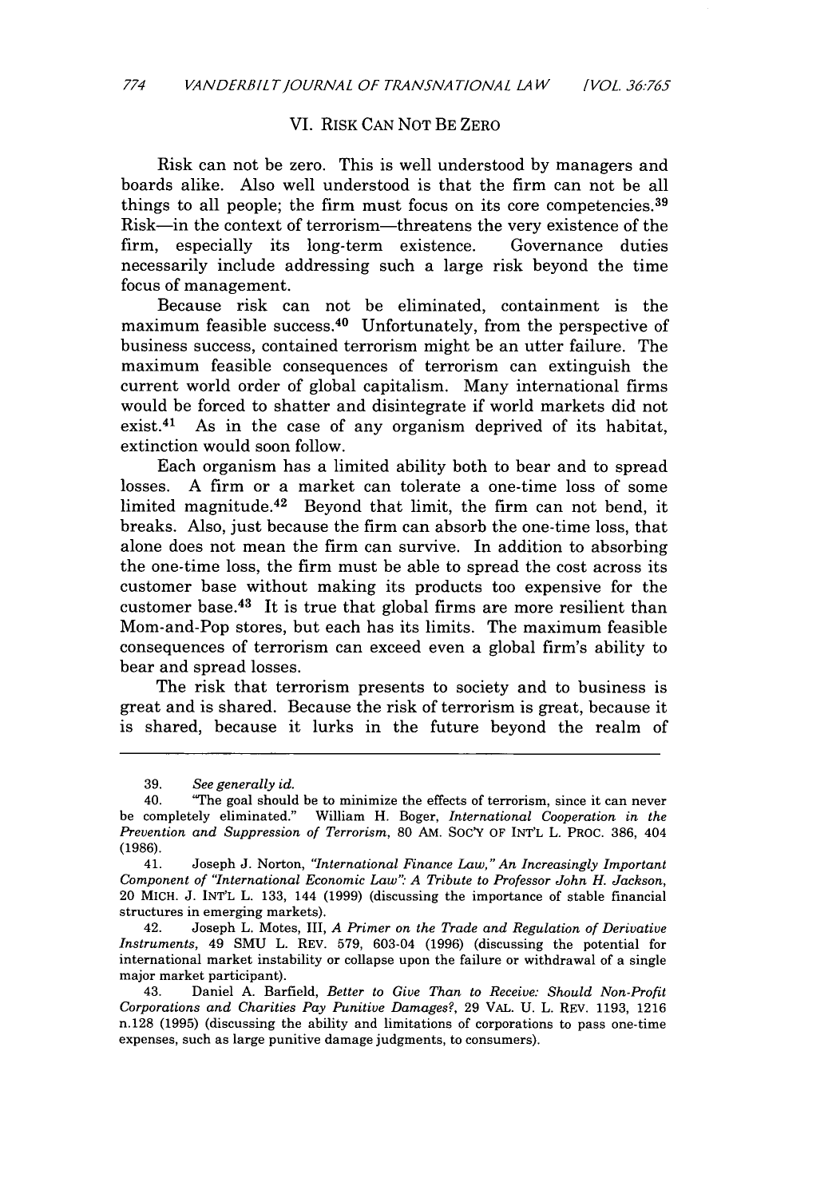## VI. RISK CAN NOT BE ZERO

Risk can not be zero. This is well understood by managers and boards alike. Also well understood is that the firm can not be all things to all people; the firm must focus on its core competencies.[39] Risk—in the context of terrorism—threatens the very existence of the firm, especially its long-term existence. Governance duties necessarily include addressing such a large risk beyond the time focus of management.

Because risk can not be eliminated, containment is the maximum feasible success.[40] Unfortunately, from the perspective of business success, contained terrorism might be an utter failure. The maximum feasible consequences of terrorism can extinguish the current world order of global capitalism. Many international firms would be forced to shatter and disintegrate if world markets did not exist.[41] As in the case of any organism deprived of its habitat, extinction would soon follow.

Each organism has a limited ability both to bear and to spread losses. A firm or a market can tolerate a one-time loss of some limited magnitude.[42] Beyond that limit, the firm can not bend, it breaks. Also, just because the firm can absorb the one-time loss, that alone does not mean the firm can survive. In addition to absorbing the one-time loss, the firm must be able to spread the cost across its customer base without making its products too expensive for the customer base.[43] It is true that global firms are more resilient than Mom-and-Pop stores, but each has its limits. The maximum feasible consequences of terrorism can exceed even a global firm's ability to bear and spread losses.

The risk that terrorism presents to society and to business is great and is shared. Because the risk of terrorism is great, because it is shared, because it lurks in the future beyond the realm of

---

39. *See generally id.*

40. "The goal should be to minimize the effects of terrorism, since it can never be completely eliminated." William H. Boger, *International Cooperation in the Prevention and Suppression of Terrorism*, 80 AM. SOC'Y OF INT'L L. PROC. 386, 404 (1986).

41. Joseph J. Norton, *"International Finance Law," An Increasingly Important Component of "International Economic Law": A Tribute to Professor John H. Jackson*, 20 MICH. J. INT'L L. 133, 144 (1999) (discussing the importance of stable financial structures in emerging markets).

42. Joseph L. Motes, III, *A Primer on the Trade and Regulation of Derivative Instruments*, 49 SMU L. REV. 579, 603-04 (1996) (discussing the potential for international market instability or collapse upon the failure or withdrawal of a single major market participant).

43. Daniel A. Barfield, *Better to Give Than to Receive: Should Non-Profit Corporations and Charities Pay Punitive Damages?*, 29 VAL. U. L. REV. 1193, 1216 n.128 (1995) (discussing the ability and limitations of corporations to pass one-time expenses, such as large punitive damage judgments, to consumers).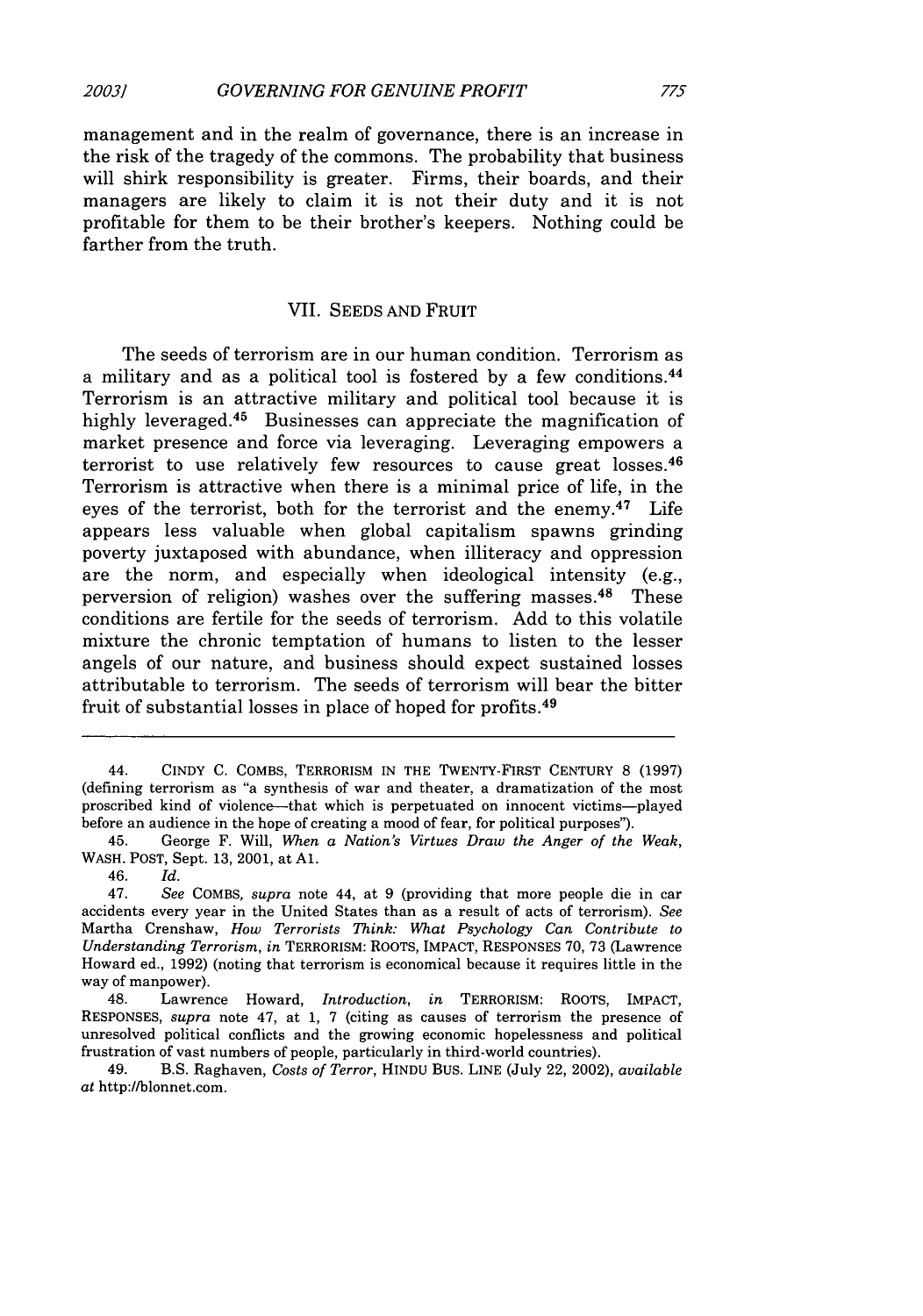management and in the realm of governance, there is an increase in the risk of the tragedy of the commons. The probability that business will shirk responsibility is greater. Firms, their boards, and their managers are likely to claim it is not their duty and it is not profitable for them to be their brother's keepers. Nothing could be farther from the truth.

## VII. SEEDS AND FRUIT

The seeds of terrorism are in our human condition. Terrorism as a military and as a political tool is fostered by a few conditions.[44] Terrorism is an attractive military and political tool because it is highly leveraged.[45] Businesses can appreciate the magnification of market presence and force via leveraging. Leveraging empowers a terrorist to use relatively few resources to cause great losses.[46] Terrorism is attractive when there is a minimal price of life, in the eyes of the terrorist, both for the terrorist and the enemy.[47] Life appears less valuable when global capitalism spawns grinding poverty juxtaposed with abundance, when illiteracy and oppression are the norm, and especially when ideological intensity (e.g., perversion of religion) washes over the suffering masses.[48] These conditions are fertile for the seeds of terrorism. Add to this volatile mixture the chronic temptation of humans to listen to the lesser angels of our nature, and business should expect sustained losses attributable to terrorism. The seeds of terrorism will bear the bitter fruit of substantial losses in place of hoped for profits.[49]

---

44. CINDY C. COMBS, TERRORISM IN THE TWENTY-FIRST CENTURY 8 (1997) (defining terrorism as "a synthesis of war and theater, a dramatization of the most proscribed kind of violence—that which is perpetuated on innocent victims—played before an audience in the hope of creating a mood of fear, for political purposes").

45. George F. Will, *When a Nation's Virtues Draw the Anger of the Weak*, WASH. POST, Sept. 13, 2001, at A1.

46. *Id.*

47. *See* COMBS, *supra* note 44, at 9 (providing that more people die in car accidents every year in the United States than as a result of acts of terrorism). *See* Martha Crenshaw, *How Terrorists Think: What Psychology Can Contribute to Understanding Terrorism*, *in* TERRORISM: ROOTS, IMPACT, RESPONSES 70, 73 (Lawrence Howard ed., 1992) (noting that terrorism is economical because it requires little in the way of manpower).

48. Lawrence Howard, *Introduction*, *in* TERRORISM: ROOTS, IMPACT, RESPONSES, *supra* note 47, at 1, 7 (citing as causes of terrorism the presence of unresolved political conflicts and the growing economic hopelessness and political frustration of vast numbers of people, particularly in third-world countries).

49. B.S. Raghaven, *Costs of Terror*, HINDU BUS. LINE (July 22, 2002), *available at* http://blonnet.com.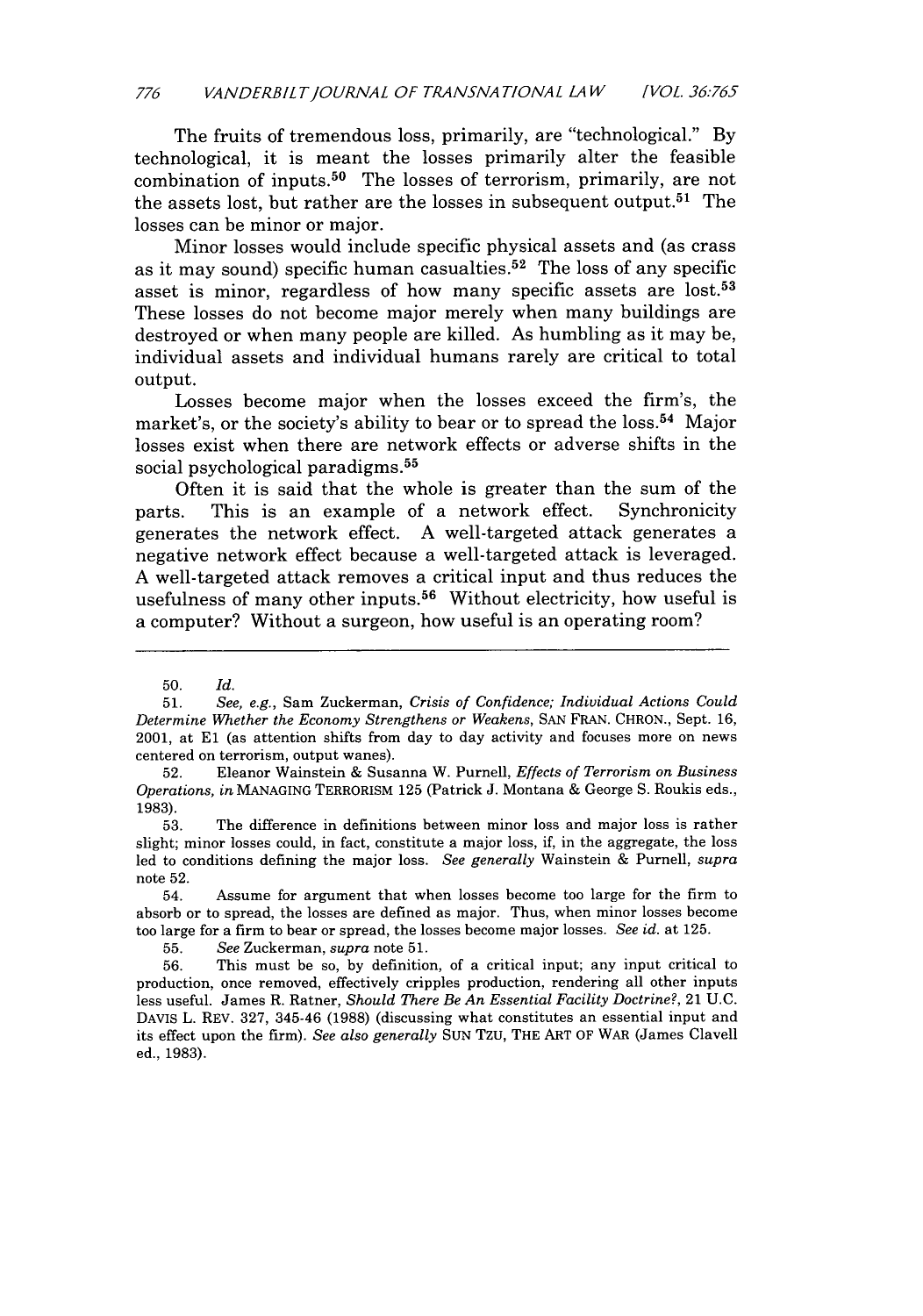The fruits of tremendous loss, primarily, are "technological." By technological, it is meant the losses primarily alter the feasible combination of inputs.[50] The losses of terrorism, primarily, are not the assets lost, but rather are the losses in subsequent output.[51] The losses can be minor or major.

Minor losses would include specific physical assets and (as crass as it may sound) specific human casualties.[52] The loss of any specific asset is minor, regardless of how many specific assets are lost.[53] These losses do not become major merely when many buildings are destroyed or when many people are killed. As humbling as it may be, individual assets and individual humans rarely are critical to total output.

Losses become major when the losses exceed the firm's, the market's, or the society's ability to bear or to spread the loss.[54] Major losses exist when there are network effects or adverse shifts in the social psychological paradigms.[55]

Often it is said that the whole is greater than the sum of the parts. This is an example of a network effect. Synchronicity generates the network effect. A well-targeted attack generates a negative network effect because a well-targeted attack is leveraged. A well-targeted attack removes a critical input and thus reduces the usefulness of many other inputs.[56] Without electricity, how useful is a computer? Without a surgeon, how useful is an operating room?

---

50. *Id.*

51. *See, e.g.*, Sam Zuckerman, *Crisis of Confidence; Individual Actions Could Determine Whether the Economy Strengthens or Weakens*, SAN FRAN. CHRON., Sept. 16, 2001, at E1 (as attention shifts from day to day activity and focuses more on news centered on terrorism, output wanes).

52. Eleanor Wainstein & Susanna W. Purnell, *Effects of Terrorism on Business Operations*, *in* MANAGING TERRORISM 125 (Patrick J. Montana & George S. Roukis eds., 1983).

53. The difference in definitions between minor loss and major loss is rather slight; minor losses could, in fact, constitute a major loss, if, in the aggregate, the loss led to conditions defining the major loss. *See generally* Wainstein & Purnell, *supra* note 52.

54. Assume for argument that when losses become too large for the firm to absorb or to spread, the losses are defined as major. Thus, when minor losses become too large for a firm to bear or spread, the losses become major losses. *See id.* at 125.

55. *See* Zuckerman, *supra* note 51.

56. This must be so, by definition, of a critical input; any input critical to production, once removed, effectively cripples production, rendering all other inputs less useful. James R. Ratner, *Should There Be An Essential Facility Doctrine?*, 21 U.C. DAVIS L. REV. 327, 345-46 (1988) (discussing what constitutes an essential input and its effect upon the firm). *See also generally* SUN TZU, THE ART OF WAR (James Clavell ed., 1983).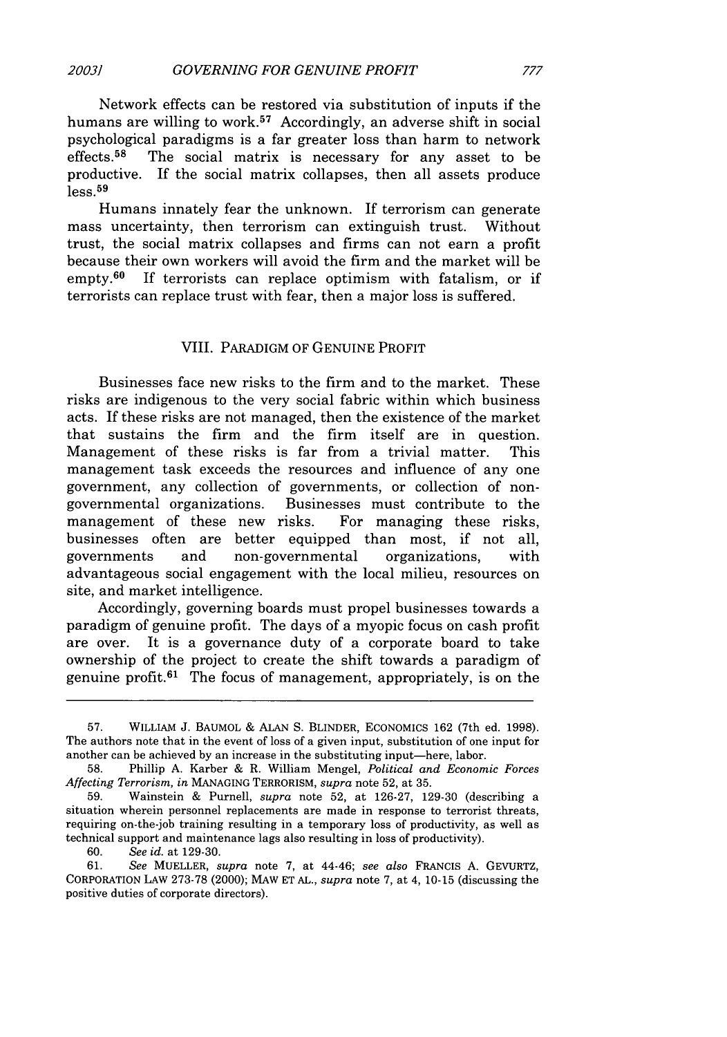Network effects can be restored via substitution of inputs if the humans are willing to work.[57] Accordingly, an adverse shift in social psychological paradigms is a far greater loss than harm to network effects.[58] The social matrix is necessary for any asset to be productive. If the social matrix collapses, then all assets produce less.[59]

Humans innately fear the unknown. If terrorism can generate mass uncertainty, then terrorism can extinguish trust. Without trust, the social matrix collapses and firms can not earn a profit because their own workers will avoid the firm and the market will be empty.[60] If terrorists can replace optimism with fatalism, or if terrorists can replace trust with fear, then a major loss is suffered.

## VIII. PARADIGM OF GENUINE PROFIT

Businesses face new risks to the firm and to the market. These risks are indigenous to the very social fabric within which business acts. If these risks are not managed, then the existence of the market that sustains the firm and the firm itself are in question. Management of these risks is far from a trivial matter. This management task exceeds the resources and influence of any one government, any collection of governments, or collection of non-governmental organizations. Businesses must contribute to the management of these new risks. For managing these risks, businesses often are better equipped than most, if not all, governments and non-governmental organizations, with advantageous social engagement with the local milieu, resources on site, and market intelligence.

Accordingly, governing boards must propel businesses towards a paradigm of genuine profit. The days of a myopic focus on cash profit are over. It is a governance duty of a corporate board to take ownership of the project to create the shift towards a paradigm of genuine profit.[61] The focus of management, appropriately, is on the

---

57. WILLIAM J. BAUMOL & ALAN S. BLINDER, ECONOMICS 162 (7th ed. 1998). The authors note that in the event of loss of a given input, substitution of one input for another can be achieved by an increase in the substituting input—here, labor.

58. Phillip A. Karber & R. William Mengel, *Political and Economic Forces Affecting Terrorism*, *in* MANAGING TERRORISM, *supra* note 52, at 35.

59. Wainstein & Purnell, *supra* note 52, at 126-27, 129-30 (describing a situation wherein personnel replacements are made in response to terrorist threats, requiring on-the-job training resulting in a temporary loss of productivity, as well as technical support and maintenance lags also resulting in loss of productivity).

60. *See id.* at 129-30.

61. *See* MUELLER, *supra* note 7, at 44-46; *see also* FRANCIS A. GEVURTZ, CORPORATION LAW 273-78 (2000); MAW ET AL., *supra* note 7, at 4, 10-15 (discussing the positive duties of corporate directors).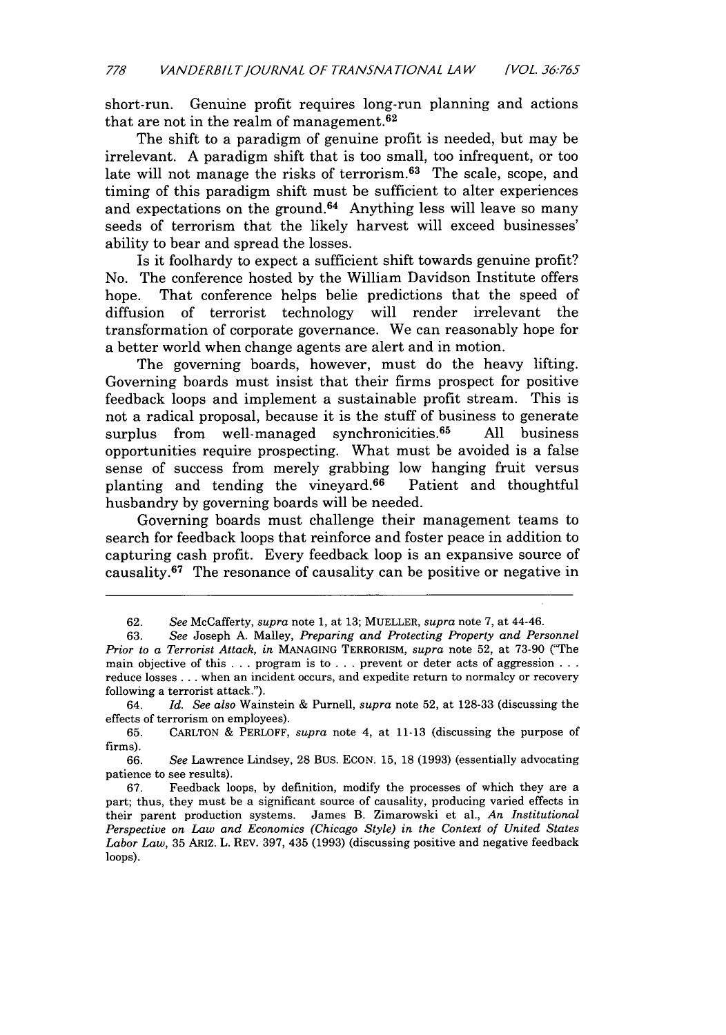short-run. Genuine profit requires long-run planning and actions that are not in the realm of management.[62]

The shift to a paradigm of genuine profit is needed, but may be irrelevant. A paradigm shift that is too small, too infrequent, or too late will not manage the risks of terrorism.[63] The scale, scope, and timing of this paradigm shift must be sufficient to alter experiences and expectations on the ground.[64] Anything less will leave so many seeds of terrorism that the likely harvest will exceed businesses' ability to bear and spread the losses.

Is it foolhardy to expect a sufficient shift towards genuine profit? No. The conference hosted by the William Davidson Institute offers hope. That conference helps belie predictions that the speed of diffusion of terrorist technology will render irrelevant the transformation of corporate governance. We can reasonably hope for a better world when change agents are alert and in motion.

The governing boards, however, must do the heavy lifting. Governing boards must insist that their firms prospect for positive feedback loops and implement a sustainable profit stream. This is not a radical proposal, because it is the stuff of business to generate surplus from well-managed synchronicities.[65] All business opportunities require prospecting. What must be avoided is a false sense of success from merely grabbing low hanging fruit versus planting and tending the vineyard.[66] Patient and thoughtful husbandry by governing boards will be needed.

Governing boards must challenge their management teams to search for feedback loops that reinforce and foster peace in addition to capturing cash profit. Every feedback loop is an expansive source of causality.[67] The resonance of causality can be positive or negative in

---

62. *See* McCafferty, *supra* note 1, at 13; MUELLER, *supra* note 7, at 44-46.

63. *See* Joseph A. Malley, *Preparing and Protecting Property and Personnel Prior to a Terrorist Attack*, *in* MANAGING TERRORISM, *supra* note 52, at 73-90 ("The main objective of this . . . program is to . . . prevent or deter acts of aggression . . . reduce losses . . . when an incident occurs, and expedite return to normalcy or recovery following a terrorist attack.").

64. *Id.* *See also* Wainstein & Purnell, *supra* note 52, at 128-33 (discussing the effects of terrorism on employees).

65. CARLTON & PERLOFF, *supra* note 4, at 11-13 (discussing the purpose of firms).

66. *See* Lawrence Lindsey, 28 BUS. ECON. 15, 18 (1993) (essentially advocating patience to see results).

67. Feedback loops, by definition, modify the processes of which they are a part; thus, they must be a significant source of causality, producing varied effects in their parent production systems. James B. Zimarowski et al., *An Institutional Perspective on Law and Economics (Chicago Style) in the Context of United States Labor Law*, 35 ARIZ. L. REV. 397, 435 (1993) (discussing positive and negative feedback loops).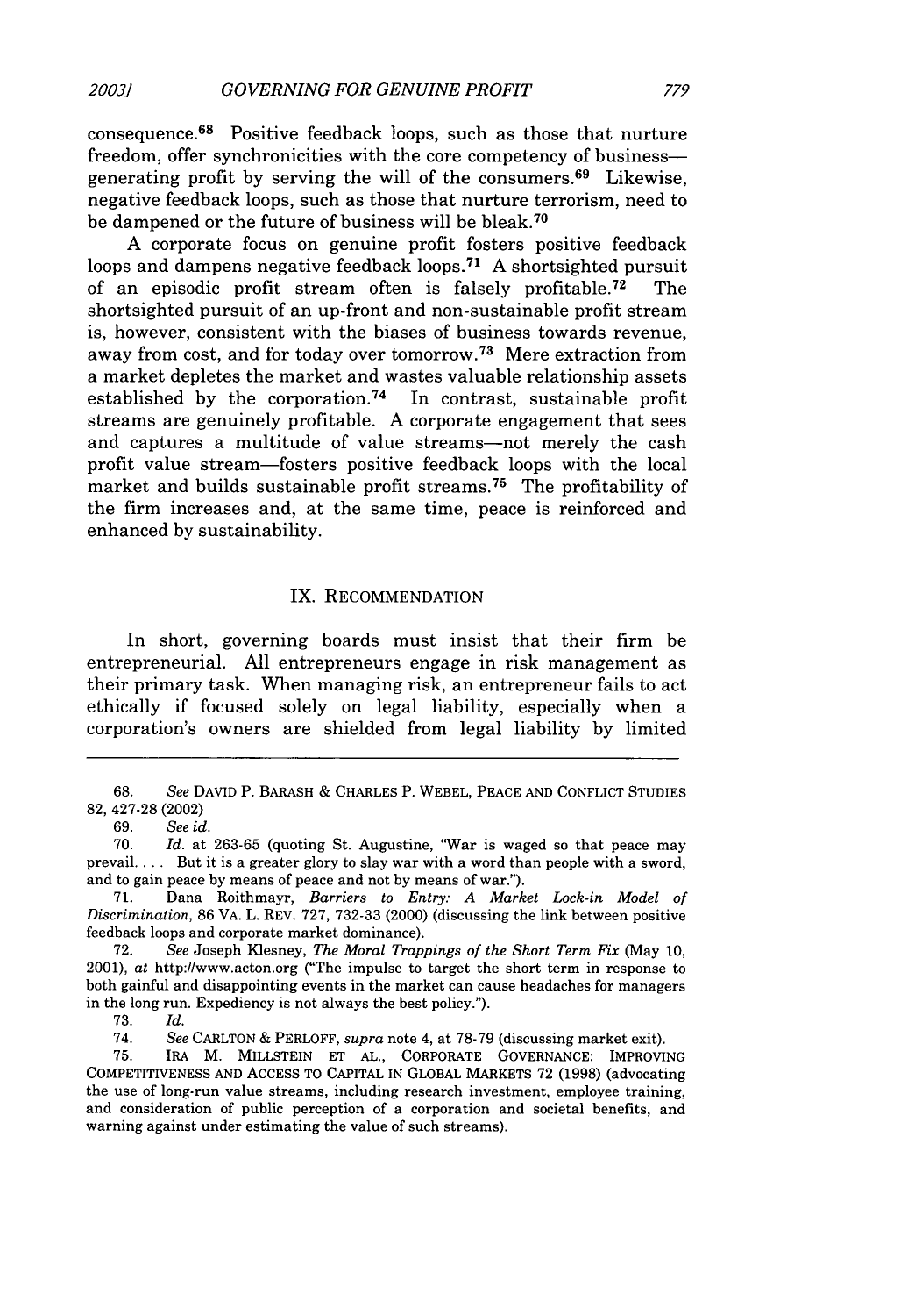consequence.[68] Positive feedback loops, such as those that nurture freedom, offer synchronicities with the core competency of business—generating profit by serving the will of the consumers.[69] Likewise, negative feedback loops, such as those that nurture terrorism, need to be dampened or the future of business will be bleak.[70]

A corporate focus on genuine profit fosters positive feedback loops and dampens negative feedback loops.[71] A shortsighted pursuit of an episodic profit stream often is falsely profitable.[72] The shortsighted pursuit of an up-front and non-sustainable profit stream is, however, consistent with the biases of business towards revenue, away from cost, and for today over tomorrow.[73] Mere extraction from a market depletes the market and wastes valuable relationship assets established by the corporation.[74] In contrast, sustainable profit streams are genuinely profitable. A corporate engagement that sees and captures a multitude of value streams—not merely the cash profit value stream—fosters positive feedback loops with the local market and builds sustainable profit streams.[75] The profitability of the firm increases and, at the same time, peace is reinforced and enhanced by sustainability.

## IX. RECOMMENDATION

In short, governing boards must insist that their firm be entrepreneurial. All entrepreneurs engage in risk management as their primary task. When managing risk, an entrepreneur fails to act ethically if focused solely on legal liability, especially when a corporation's owners are shielded from legal liability by limited

---

68. *See* DAVID P. BARASH & CHARLES P. WEBEL, PEACE AND CONFLICT STUDIES 82, 427-28 (2002)

69. *See id.*

70. *Id.* at 263-65 (quoting St. Augustine, "War is waged so that peace may prevail. . . . But it is a greater glory to slay war with a word than people with a sword, and to gain peace by means of peace and not by means of war.").

71. Dana Roithmayr, *Barriers to Entry: A Market Lock-in Model of Discrimination*, 86 VA. L. REV. 727, 732-33 (2000) (discussing the link between positive feedback loops and corporate market dominance).

72. *See* Joseph Klesney, *The Moral Trappings of the Short Term Fix* (May 10, 2001), *at* http://www.acton.org ("The impulse to target the short term in response to both gainful and disappointing events in the market can cause headaches for managers in the long run. Expediency is not always the best policy.").

73. *Id.*

74. *See* CARLTON & PERLOFF, *supra* note 4, at 78-79 (discussing market exit).

75. IRA M. MILLSTEIN ET AL., CORPORATE GOVERNANCE: IMPROVING COMPETITIVENESS AND ACCESS TO CAPITAL IN GLOBAL MARKETS 72 (1998) (advocating the use of long-run value streams, including research investment, employee training, and consideration of public perception of a corporation and societal benefits, and warning against under estimating the value of such streams).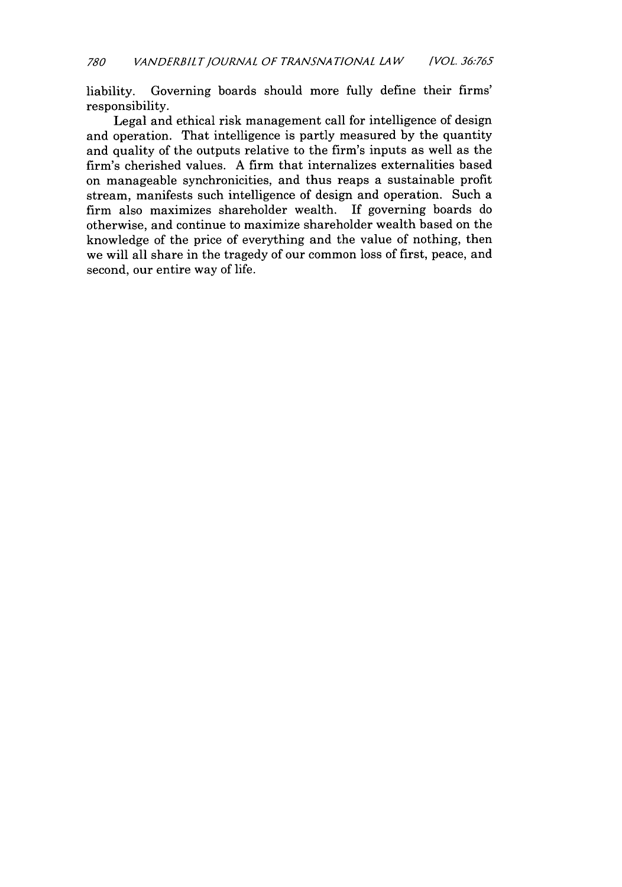liability. Governing boards should more fully define their firms' responsibility.

Legal and ethical risk management call for intelligence of design and operation. That intelligence is partly measured by the quantity and quality of the outputs relative to the firm's inputs as well as the firm's cherished values. A firm that internalizes externalities based on manageable synchronicities, and thus reaps a sustainable profit stream, manifests such intelligence of design and operation. Such a firm also maximizes shareholder wealth. If governing boards do otherwise, and continue to maximize shareholder wealth based on the knowledge of the price of everything and the value of nothing, then we will all share in the tragedy of our common loss of first, peace, and second, our entire way of life.